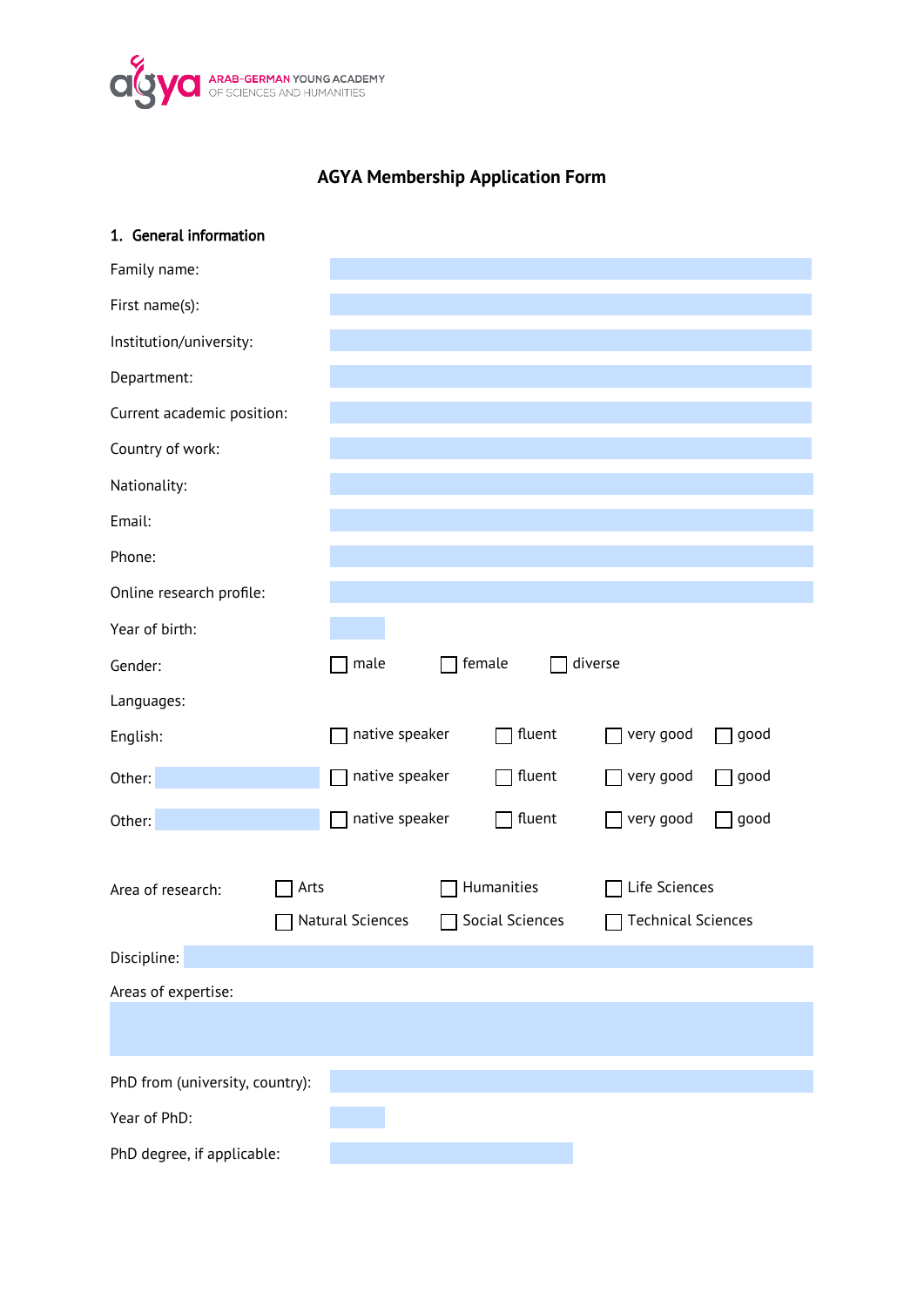AGYA ARAB-GERMAN YOUNG ACADEMY OF SCIENCES AND HUMANITIES

# AGYA Membership Application Form

## 1. General information

Family name:

First name(s):

Institution/university:

Department:

Current academic position:

Country of work:

Nationality:

Email:

Phone:

Online research profile:

Year of birth:

Gender: ☐ male ☐ female ☐ diverse

Languages:

English: ☐ native speaker ☐ fluent ☐ very good ☐ good

Other: ☐ native speaker ☐ fluent ☐ very good ☐ good

Other: ☐ native speaker ☐ fluent ☐ very good ☐ good

Area of research: ☐ Arts ☐ Humanities ☐ Life Sciences ☐ Natural Sciences ☐ Social Sciences ☐ Technical Sciences

Discipline:

Areas of expertise:

PhD from (university, country):

Year of PhD:

PhD degree, if applicable: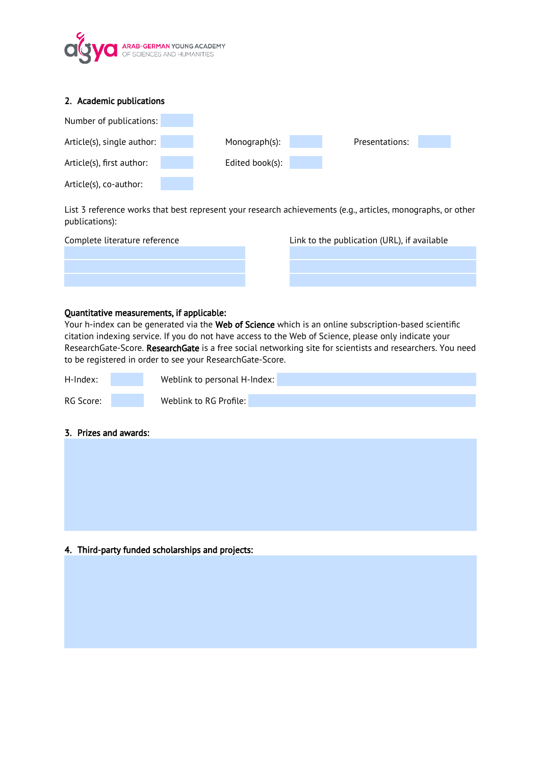## 2. Academic publications

Number of publications:

| | | | | | |
|---|---|---|---|---|---|
| Article(s), single author: | | Monograph(s): | | Presentations: | |
| Article(s), first author: | | Edited book(s): | | | |
| Article(s), co-author: | | | | | |

List 3 reference works that best represent your research achievements (e.g., articles, monographs, or other publications):

| Complete literature reference | Link to the publication (URL), if available |
|---|---|
| | |
| | |
| | |

**Quantitative measurements, if applicable:**

Your h-index can be generated via the **Web of Science** which is an online subscription-based scientific citation indexing service. If you do not have access to the Web of Science, please only indicate your ResearchGate-Score. **ResearchGate** is a free social networking site for scientists and researchers. You need to be registered in order to see your ResearchGate-Score.

| | | | |
|---|---|---|---|
| H-Index: | | Weblink to personal H-Index: | |
| RG Score: | | Weblink to RG Profile: | |

## 3. Prizes and awards:

## 4. Third-party funded scholarships and projects: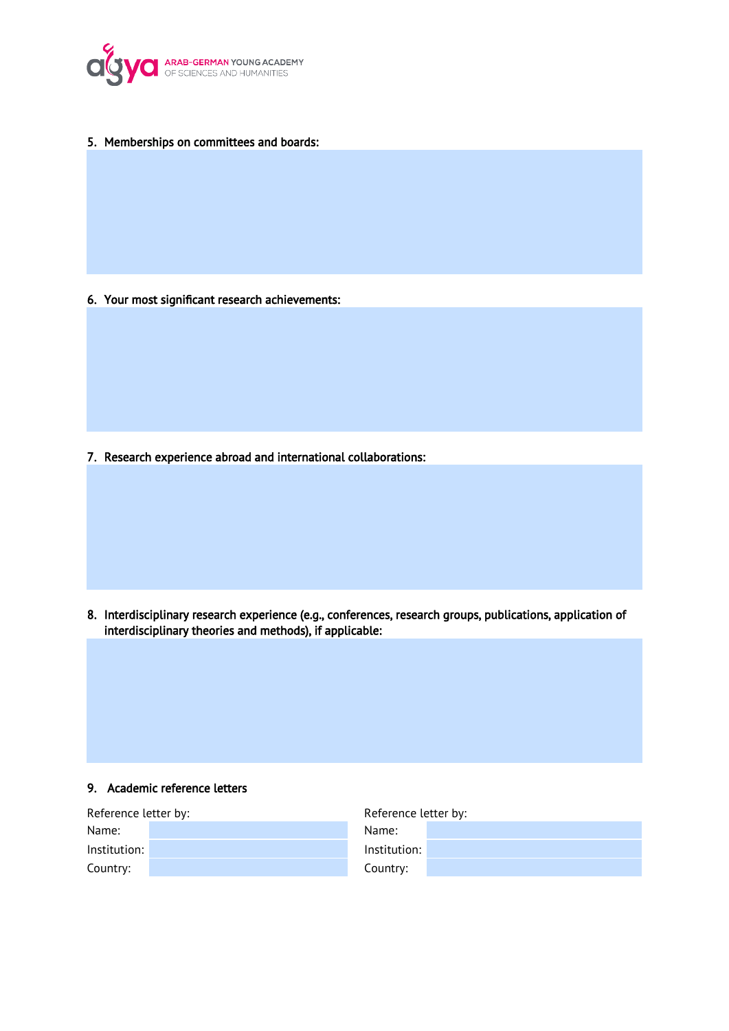5. Memberships on committees and boards:

6. Your most significant research achievements:

7. Research experience abroad and international collaborations:

8. Interdisciplinary research experience (e.g., conferences, research groups, publications, application of interdisciplinary theories and methods), if applicable:

9. Academic reference letters

| Reference letter by: | | Reference letter by: | |
|---|---|---|---|
| Name: | | Name: | |
| Institution: | | Institution: | |
| Country: | | Country: | |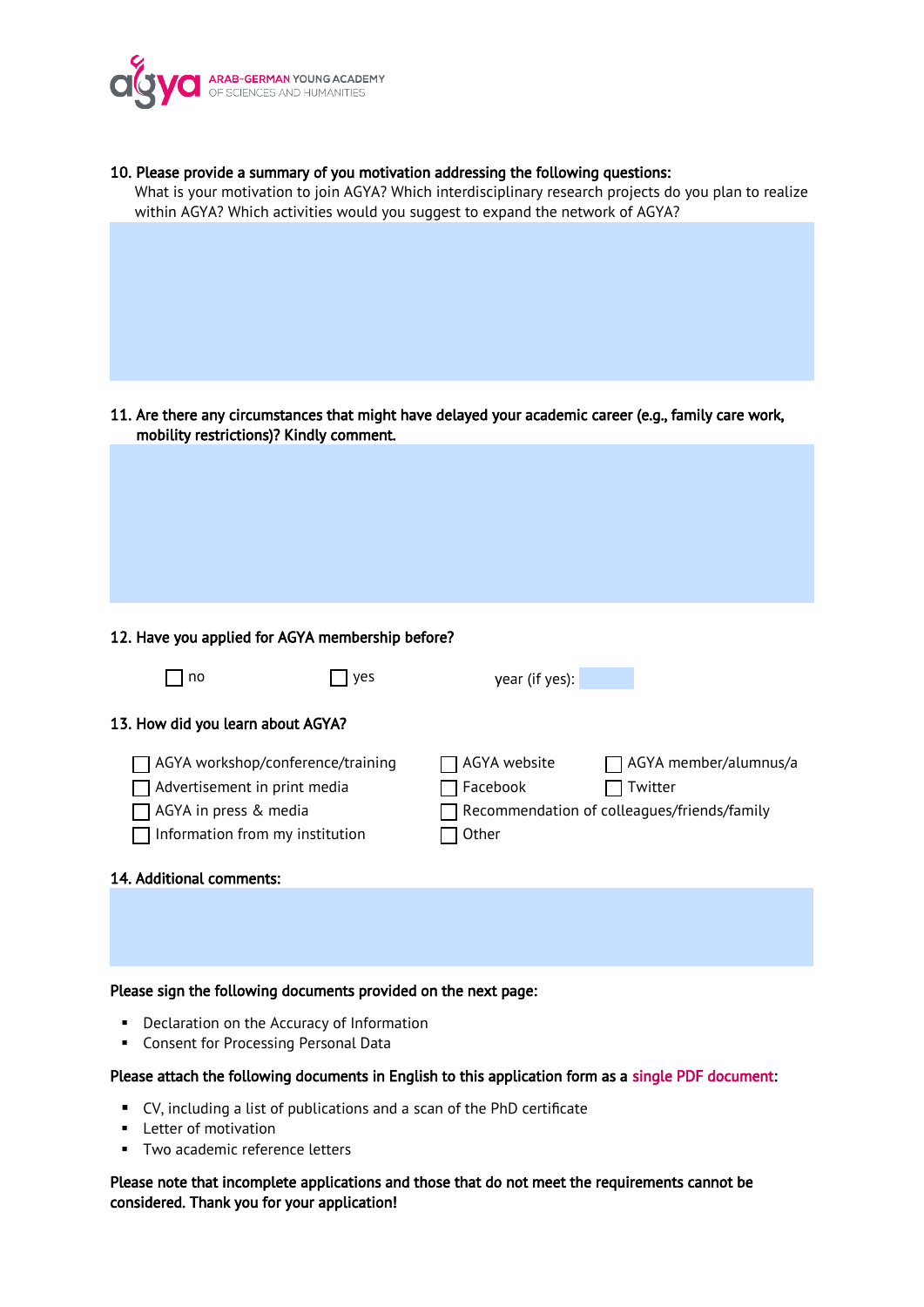**10. Please provide a summary of you motivation addressing the following questions:**
What is your motivation to join AGYA? Which interdisciplinary research projects do you plan to realize within AGYA? Which activities would you suggest to expand the network of AGYA?

**11. Are there any circumstances that might have delayed your academic career (e.g., family care work, mobility restrictions)? Kindly comment.**

**12. Have you applied for AGYA membership before?**

☐ no ☐ yes year (if yes):

**13. How did you learn about AGYA?**

☐ AGYA workshop/conference/training
☐ Advertisement in print media
☐ AGYA in press & media
☐ Information from my institution
☐ AGYA website
☐ Facebook
☐ Recommendation of colleagues/friends/family
☐ Other
☐ AGYA member/alumnus/a
☐ Twitter

**14. Additional comments:**

**Please sign the following documents provided on the next page:**

- Declaration on the Accuracy of Information
- Consent for Processing Personal Data

**Please attach the following documents in English to this application form as a single PDF document:**

- CV, including a list of publications and a scan of the PhD certificate
- Letter of motivation
- Two academic reference letters

**Please note that incomplete applications and those that do not meet the requirements cannot be considered. Thank you for your application!**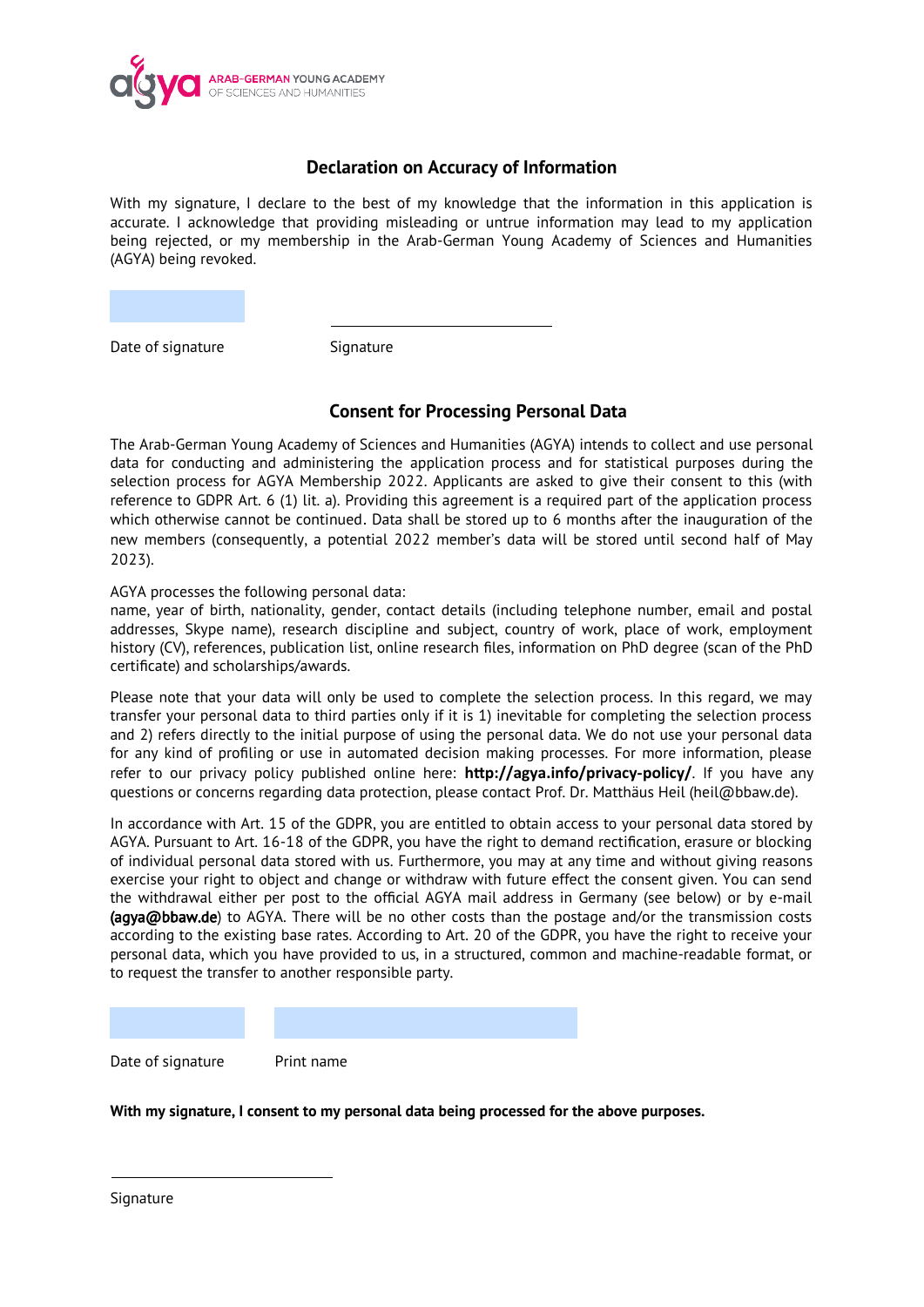ARAB-GERMAN YOUNG ACADEMY OF SCIENCES AND HUMANITIES

## Declaration on Accuracy of Information

With my signature, I declare to the best of my knowledge that the information in this application is accurate. I acknowledge that providing misleading or untrue information may lead to my application being rejected, or my membership in the Arab-German Young Academy of Sciences and Humanities (AGYA) being revoked.

Date of signature

Signature

## Consent for Processing Personal Data

The Arab-German Young Academy of Sciences and Humanities (AGYA) intends to collect and use personal data for conducting and administering the application process and for statistical purposes during the selection process for AGYA Membership 2022. Applicants are asked to give their consent to this (with reference to GDPR Art. 6 (1) lit. a). Providing this agreement is a required part of the application process which otherwise cannot be continued. Data shall be stored up to 6 months after the inauguration of the new members (consequently, a potential 2022 member's data will be stored until second half of May 2023).

AGYA processes the following personal data:
name, year of birth, nationality, gender, contact details (including telephone number, email and postal addresses, Skype name), research discipline and subject, country of work, place of work, employment history (CV), references, publication list, online research files, information on PhD degree (scan of the PhD certificate) and scholarships/awards.

Please note that your data will only be used to complete the selection process. In this regard, we may transfer your personal data to third parties only if it is 1) inevitable for completing the selection process and 2) refers directly to the initial purpose of using the personal data. We do not use your personal data for any kind of profiling or use in automated decision making processes. For more information, please refer to our privacy policy published online here: **http://agya.info/privacy-policy/**. If you have any questions or concerns regarding data protection, please contact Prof. Dr. Matthäus Heil (heil@bbaw.de).

In accordance with Art. 15 of the GDPR, you are entitled to obtain access to your personal data stored by AGYA. Pursuant to Art. 16-18 of the GDPR, you have the right to demand rectification, erasure or blocking of individual personal data stored with us. Furthermore, you may at any time and without giving reasons exercise your right to object and change or withdraw with future effect the consent given. You can send the withdrawal either per post to the official AGYA mail address in Germany (see below) or by e-mail (agya@bbaw.de) to AGYA. There will be no other costs than the postage and/or the transmission costs according to the existing base rates. According to Art. 20 of the GDPR, you have the right to receive your personal data, which you have provided to us, in a structured, common and machine-readable format, or to request the transfer to another responsible party.

Date of signature

Print name

**With my signature, I consent to my personal data being processed for the above purposes.**

Signature